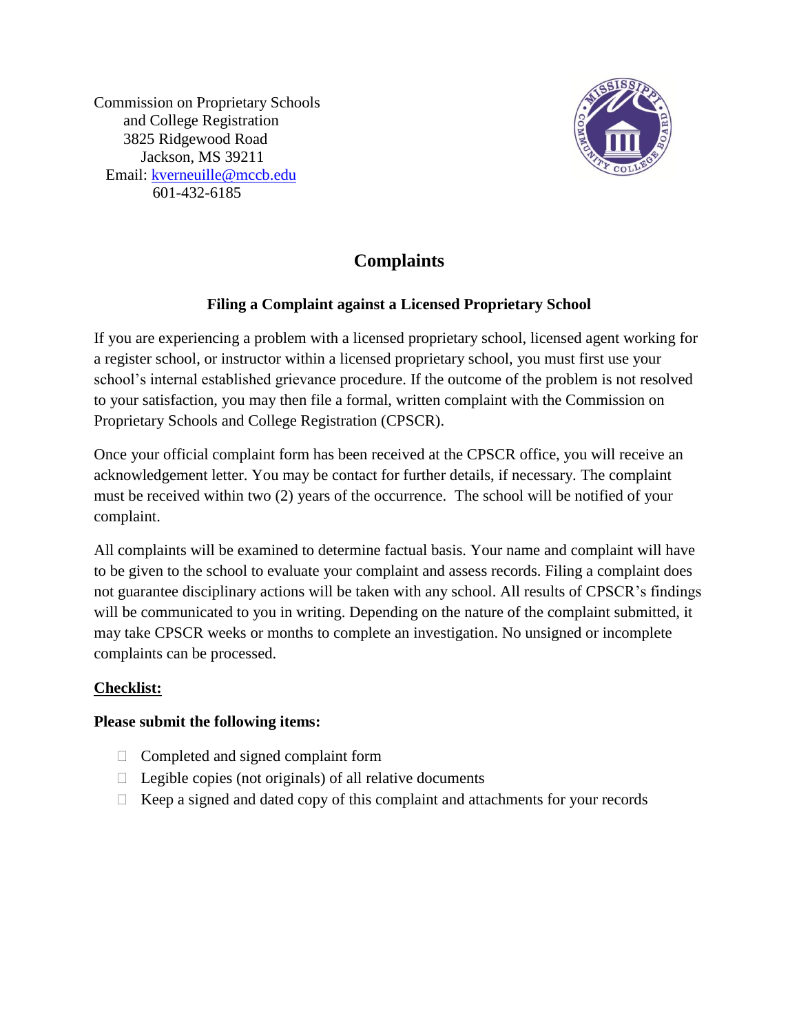Commission on Proprietary Schools
and College Registration
3825 Ridgewood Road
Jackson, MS 39211
Email: kverneuille@mccb.edu
601-432-6185

# Complaints

### Filing a Complaint against a Licensed Proprietary School

If you are experiencing a problem with a licensed proprietary school, licensed agent working for a register school, or instructor within a licensed proprietary school, you must first use your school's internal established grievance procedure. If the outcome of the problem is not resolved to your satisfaction, you may then file a formal, written complaint with the Commission on Proprietary Schools and College Registration (CPSCR).

Once your official complaint form has been received at the CPSCR office, you will receive an acknowledgement letter. You may be contact for further details, if necessary. The complaint must be received within two (2) years of the occurrence. The school will be notified of your complaint.

All complaints will be examined to determine factual basis. Your name and complaint will have to be given to the school to evaluate your complaint and assess records. Filing a complaint does not guarantee disciplinary actions will be taken with any school. All results of CPSCR's findings will be communicated to you in writing. Depending on the nature of the complaint submitted, it may take CPSCR weeks or months to complete an investigation. No unsigned or incomplete complaints can be processed.

**Checklist:**

**Please submit the following items:**

- ☐ Completed and signed complaint form
- ☐ Legible copies (not originals) of all relative documents
- ☐ Keep a signed and dated copy of this complaint and attachments for your records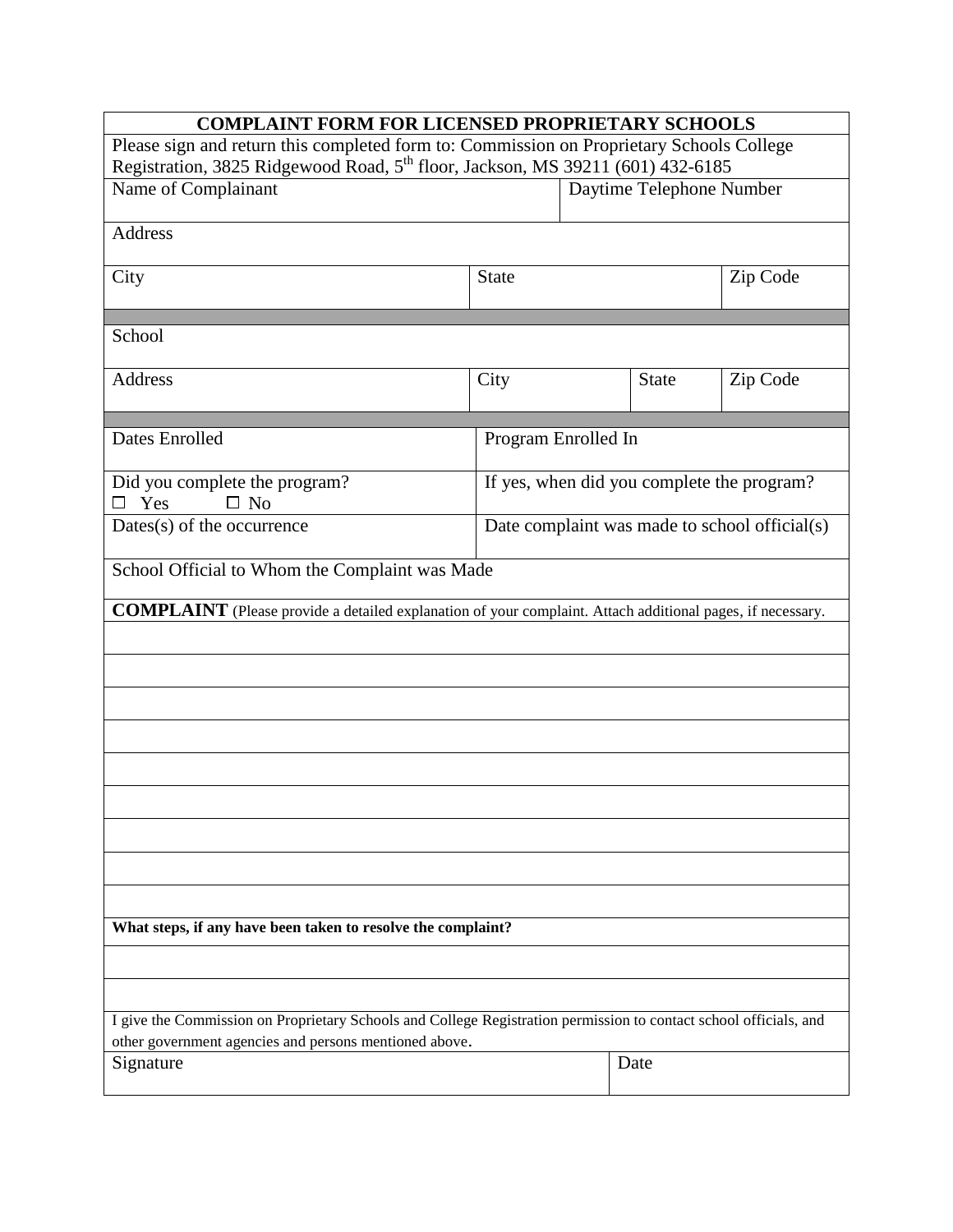# COMPLAINT FORM FOR LICENSED PROPRIETARY SCHOOLS

Please sign and return this completed form to: Commission on Proprietary Schools College Registration, 3825 Ridgewood Road, 5th floor, Jackson, MS 39211 (601) 432-6185

| | | | |
|---|---|---|---|
| Name of Complainant | | Daytime Telephone Number | |
| Address | | | |
| City | State | | Zip Code |

| | | | |
|---|---|---|---|
| School | | | |
| Address | City | State | Zip Code |

| | |
|---|---|
| Dates Enrolled | Program Enrolled In |
| Did you complete the program?<br>☐ Yes ☐ No | If yes, when did you complete the program? |
| Dates(s) of the occurrence | Date complaint was made to school official(s) |
| School Official to Whom the Complaint was Made | |

**COMPLAINT** (Please provide a detailed explanation of your complaint. Attach additional pages, if necessary.

**What steps, if any have been taken to resolve the complaint?**

I give the Commission on Proprietary Schools and College Registration permission to contact school officials, and other government agencies and persons mentioned above.

| | |
|---|---|
| Signature | Date |